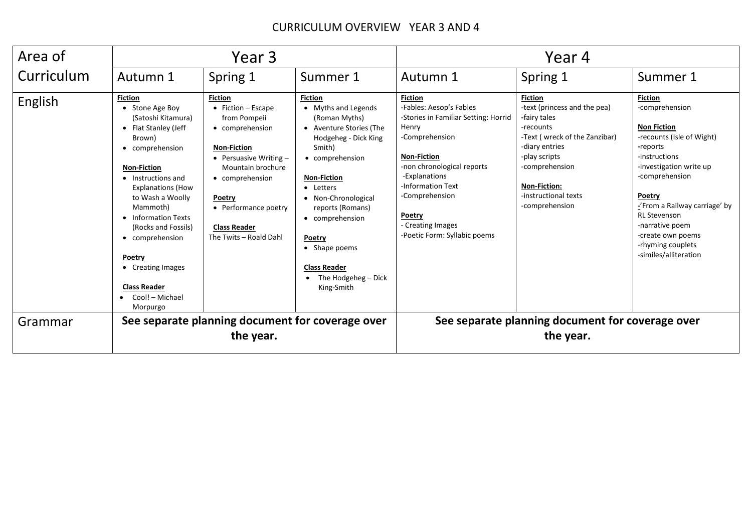# CURRICULUM OVERVIEW YEAR 3 AND 4

| Area of Curriculum | Year 3 | | | Year 4 | | |
|---|---|---|---|---|---|---|
| | Autumn 1 | Spring 1 | Summer 1 | Autumn 1 | Spring 1 | Summer 1 |
| English | **Fiction**<br>• Stone Age Boy (Satoshi Kitamura)<br>• Flat Stanley (Jeff Brown)<br>• comprehension<br><br>**Non-Fiction**<br>• Instructions and Explanations (How to Wash a Woolly Mammoth)<br>• Information Texts (Rocks and Fossils)<br>• comprehension<br><br>**Poetry**<br>• Creating Images<br><br>**Class Reader**<br>• Cool! – Michael Morpurgo | **Fiction**<br>• Fiction – Escape from Pompeii<br>• comprehension<br><br>**Non-Fiction**<br>• Persuasive Writing – Mountain brochure<br>• comprehension<br><br>**Poetry**<br>• Performance poetry<br><br>**Class Reader**<br>The Twits – Roald Dahl | **Fiction**<br>• Myths and Legends (Roman Myths)<br>• Aventure Stories (The Hodgeheg - Dick King Smith)<br>• comprehension<br><br>**Non-Fiction**<br>• Letters<br>• Non-Chronological reports (Romans)<br>• comprehension<br><br>**Poetry**<br>• Shape poems<br><br>**Class Reader**<br>• The Hodgeheg – Dick King-Smith | **Fiction**<br>-Fables: Aesop's Fables<br>-Stories in Familiar Setting: Horrid Henry<br>-Comprehension<br><br>**Non-Fiction**<br>-non chronological reports<br>-Explanations<br>-Information Text<br>-Comprehension<br><br>**Poetry**<br>- Creating Images<br>-Poetic Form: Syllabic poems | **Fiction**<br>-text (princess and the pea)<br>-fairy tales<br>-recounts<br>-Text ( wreck of the Zanzibar)<br>-diary entries<br>-play scripts<br>-comprehension<br><br>**Non-Fiction:**<br>-instructional texts<br>-comprehension | **Fiction**<br>-comprehension<br><br>**Non Fiction**<br>-recounts (Isle of Wight)<br>-reports<br>-instructions<br>-investigation write up<br>-comprehension<br><br>**Poetry**<br>-'From a Railway carriage' by RL Stevenson<br>-narrative poem<br>-create own poems<br>-rhyming couplets<br>-similes/alliteration |
| Grammar | **See separate planning document for coverage over the year.** | | | **See separate planning document for coverage over the year.** | | |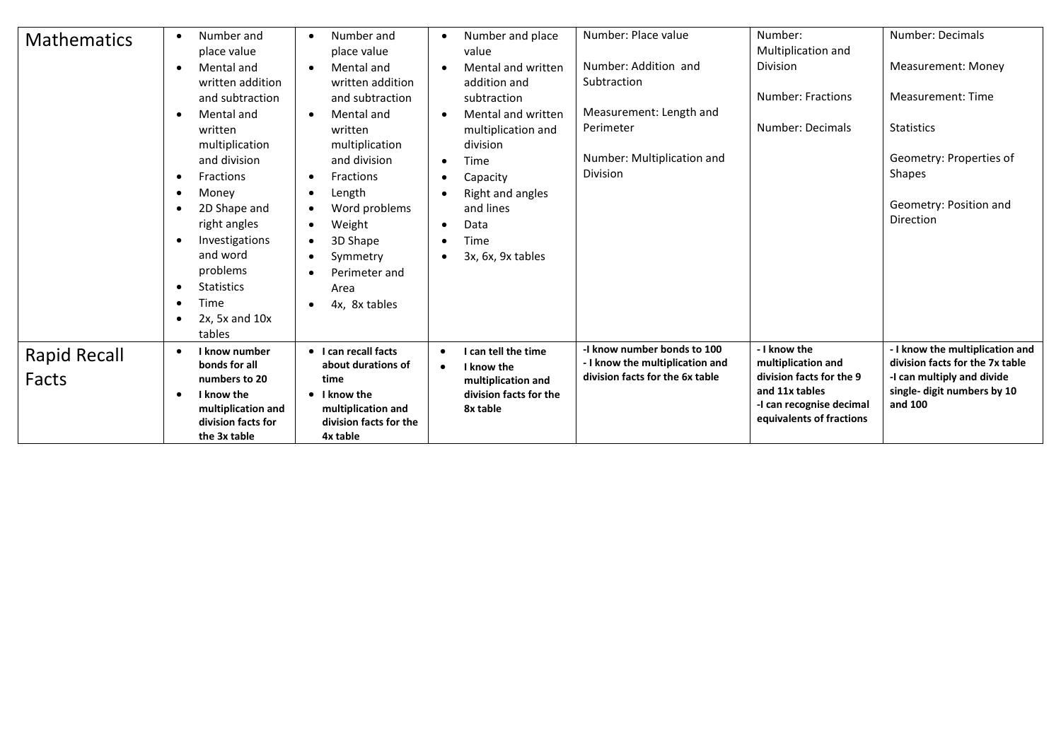| | | | | | | |
|---|---|---|---|---|---|---|
| Mathematics | • Number and place value<br>• Mental and written addition and subtraction<br>• Mental and written multiplication and division<br>• Fractions<br>• Money<br>• 2D Shape and right angles<br>• Investigations and word problems<br>• Statistics<br>• Time<br>• 2x, 5x and 10x tables | • Number and place value<br>• Mental and written addition and subtraction<br>• Mental and written multiplication and division<br>• Fractions<br>• Length<br>• Word problems<br>• Weight<br>• 3D Shape<br>• Symmetry<br>• Perimeter and Area<br>• 4x, 8x tables | • Number and place value<br>• Mental and written addition and subtraction<br>• Mental and written multiplication and division<br>• Time<br>• Capacity<br>• Right and angles and lines<br>• Data<br>• Time<br>• 3x, 6x, 9x tables | Number: Place value<br><br>Number: Addition and Subtraction<br><br>Measurement: Length and Perimeter<br><br>Number: Multiplication and Division | Number: Multiplication and Division<br><br>Number: Fractions<br><br>Number: Decimals | Number: Decimals<br><br>Measurement: Money<br><br>Measurement: Time<br><br>Statistics<br><br>Geometry: Properties of Shapes<br><br>Geometry: Position and Direction |
| Rapid Recall Facts | • **I know number bonds for all numbers to 20**<br>• **I know the multiplication and division facts for the 3x table** | • **I can recall facts about durations of time**<br>• **I know the multiplication and division facts for the 4x table** | • **I can tell the time**<br>• **I know the multiplication and division facts for the 8x table** | **-I know number bonds to 100**<br>**- I know the multiplication and division facts for the 6x table** | **- I know the multiplication and division facts for the 9 and 11x tables**<br>**-I can recognise decimal equivalents of fractions** | **- I know the multiplication and division facts for the 7x table**<br>**-I can multiply and divide single- digit numbers by 10 and 100** |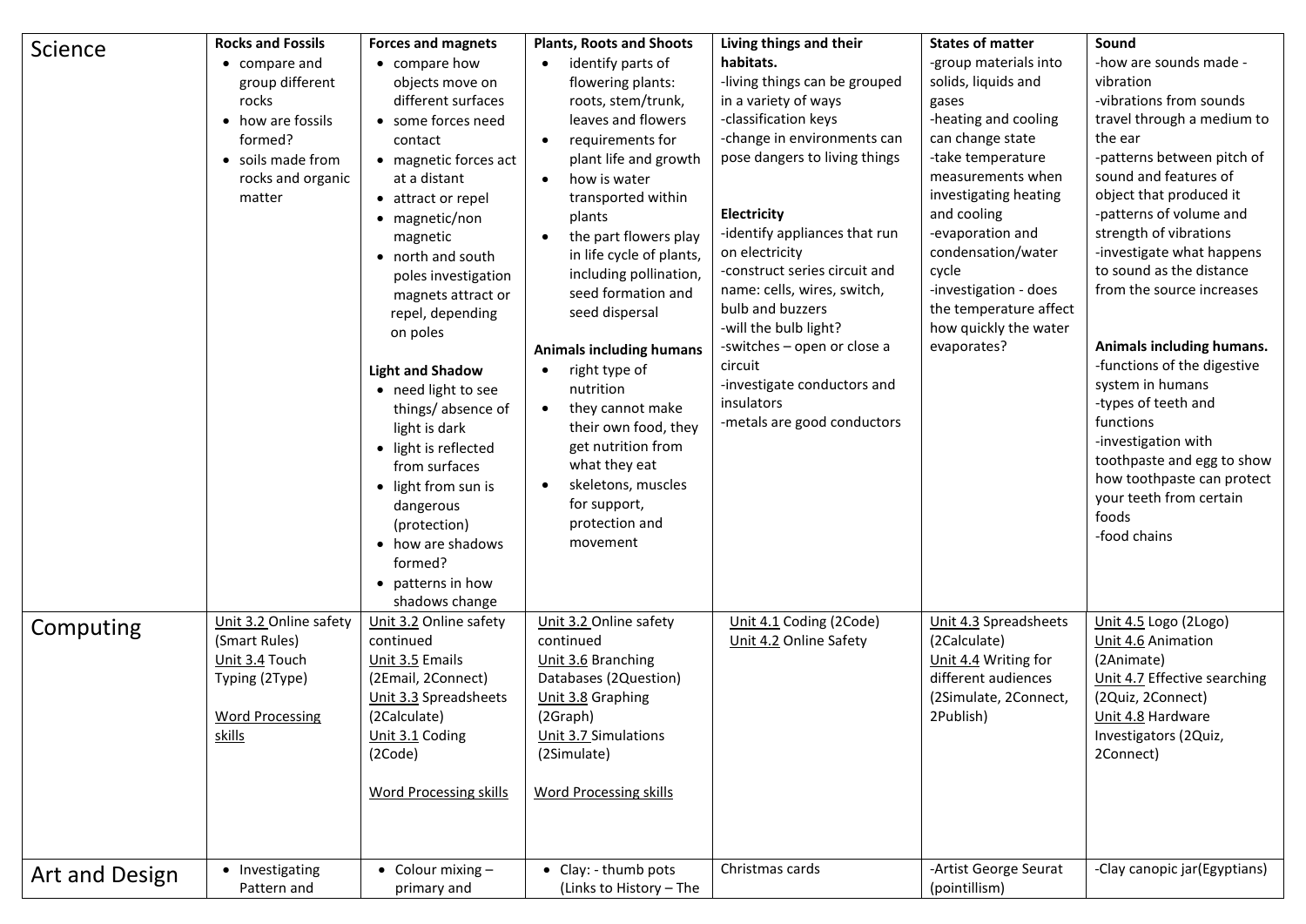| | | | | | | |
|---|---|---|---|---|---|---|
| Science | **Rocks and Fossils**<br>• compare and group different rocks<br>• how are fossils formed?<br>• soils made from rocks and organic matter | **Forces and magnets**<br>• compare how objects move on different surfaces<br>• some forces need contact<br>• magnetic forces act at a distant<br>• attract or repel<br>• magnetic/non magnetic<br>• north and south poles investigation magnets attract or repel, depending on poles<br><br>**Light and Shadow**<br>• need light to see things/ absence of light is dark<br>• light is reflected from surfaces<br>• light from sun is dangerous (protection)<br>• how are shadows formed?<br>• patterns in how shadows change | **Plants, Roots and Shoots**<br>• identify parts of flowering plants: roots, stem/trunk, leaves and flowers<br>• requirements for plant life and growth<br>• how is water transported within plants<br>• the part flowers play in life cycle of plants, including pollination, seed formation and seed dispersal<br><br>**Animals including humans**<br>• right type of nutrition<br>• they cannot make their own food, they get nutrition from what they eat<br>• skeletons, muscles for support, protection and movement | **Living things and their habitats.**<br>-living things can be grouped in a variety of ways<br>-classification keys<br>-change in environments can pose dangers to living things<br><br>**Electricity**<br>-identify appliances that run on electricity<br>-construct series circuit and name: cells, wires, switch, bulb and buzzers<br>-will the bulb light?<br>-switches – open or close a circuit<br>-investigate conductors and insulators<br>-metals are good conductors | **States of matter**<br>-group materials into solids, liquids and gases<br>-heating and cooling can change state<br>-take temperature measurements when investigating heating and cooling<br>-evaporation and condensation/water cycle<br>-investigation - does the temperature affect how quickly the water evaporates? | **Sound**<br>-how are sounds made - vibration<br>-vibrations from sounds travel through a medium to the ear<br>-patterns between pitch of sound and features of object that produced it<br>-patterns of volume and strength of vibrations<br>-investigate what happens to sound as the distance from the source increases<br><br>**Animals including humans.**<br>-functions of the digestive system in humans<br>-types of teeth and functions<br>-investigation with toothpaste and egg to show how toothpaste can protect your teeth from certain foods<br>-food chains |
| Computing | Unit 3.2 Online safety (Smart Rules)<br>Unit 3.4 Touch Typing (2Type)<br><br>Word Processing skills | Unit 3.2 Online safety continued<br>Unit 3.5 Emails (2Email, 2Connect)<br>Unit 3.3 Spreadsheets (2Calculate)<br>Unit 3.1 Coding (2Code)<br><br>Word Processing skills | Unit 3.2 Online safety continued<br>Unit 3.6 Branching Databases (2Question)<br>Unit 3.8 Graphing (2Graph)<br>Unit 3.7 Simulations (2Simulate)<br><br>Word Processing skills | Unit 4.1 Coding (2Code)<br>Unit 4.2 Online Safety | Unit 4.3 Spreadsheets (2Calculate)<br>Unit 4.4 Writing for different audiences (2Simulate, 2Connect, 2Publish) | Unit 4.5 Logo (2Logo)<br>Unit 4.6 Animation (2Animate)<br>Unit 4.7 Effective searching (2Quiz, 2Connect)<br>Unit 4.8 Hardware Investigators (2Quiz, 2Connect) |
| Art and Design | • Investigating Pattern and | • Colour mixing – primary and | • Clay: - thumb pots (Links to History – The | Christmas cards | -Artist George Seurat (pointillism) | -Clay canopic jar(Egyptians) |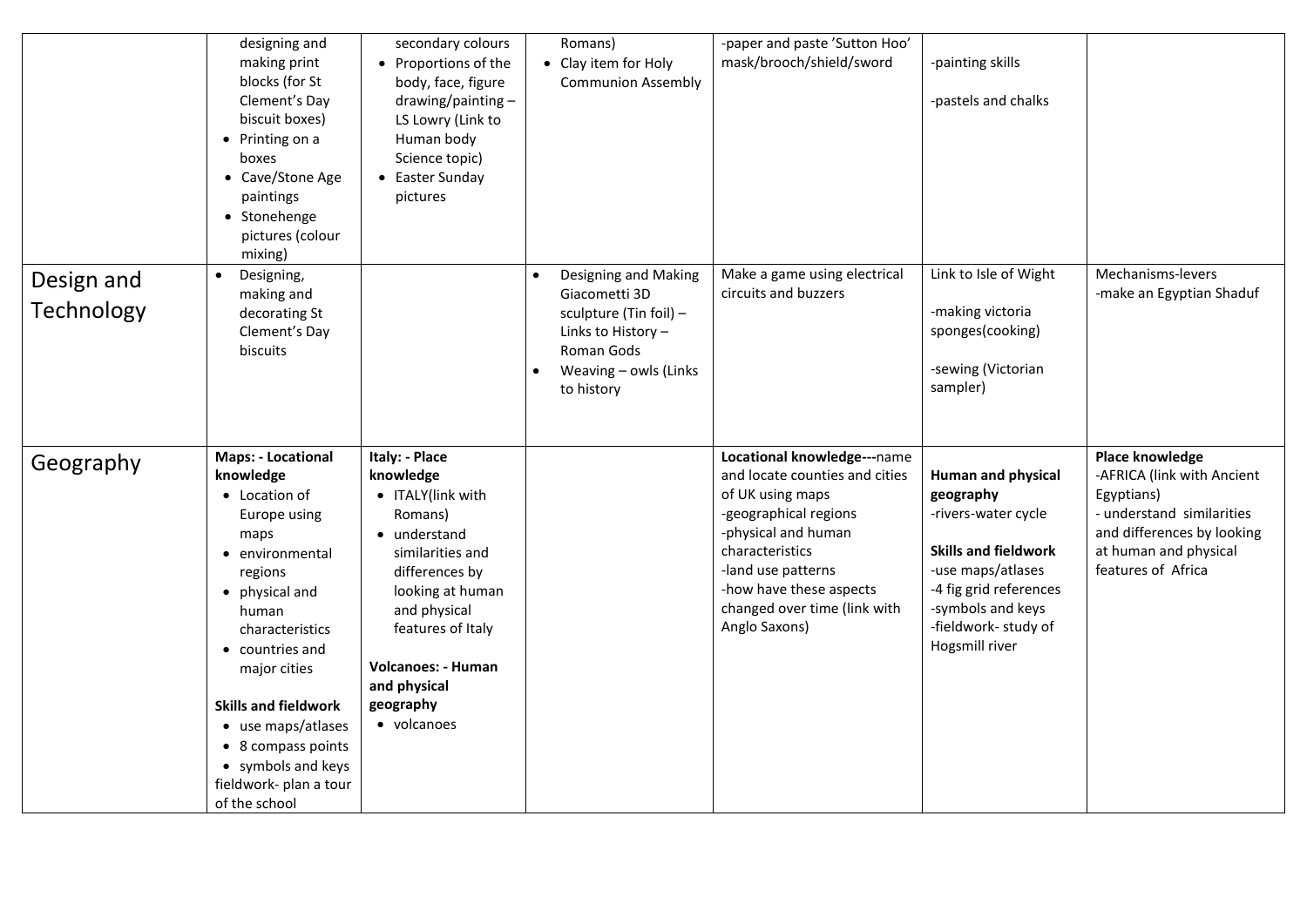| | | | | | | |
|---|---|---|---|---|---|---|
| | designing and making print blocks (for St Clement's Day biscuit boxes)<br>• Printing on a boxes<br>• Cave/Stone Age paintings<br>• Stonehenge pictures (colour mixing) | secondary colours<br>• Proportions of the body, face, figure drawing/painting – LS Lowry (Link to Human body Science topic)<br>• Easter Sunday pictures | Romans)<br>• Clay item for Holy Communion Assembly | -paper and paste 'Sutton Hoo' mask/brooch/shield/sword | -painting skills<br><br>-pastels and chalks | |
| Design and Technology | • Designing, making and decorating St Clement's Day biscuits | | • Designing and Making Giacometti 3D sculpture (Tin foil) – Links to History – Roman Gods<br>• Weaving – owls (Links to history | Make a game using electrical circuits and buzzers | Link to Isle of Wight<br><br>-making victoria sponges(cooking)<br><br>-sewing (Victorian sampler) | Mechanisms-levers<br>-make an Egyptian Shaduf |
| Geography | **Maps: - Locational knowledge**<br>• Location of Europe using maps<br>• environmental regions<br>• physical and human characteristics<br>• countries and major cities<br><br>**Skills and fieldwork**<br>• use maps/atlases<br>• 8 compass points<br>• symbols and keys<br>fieldwork- plan a tour of the school | **Italy: - Place knowledge**<br>• ITALY(link with Romans)<br>• understand similarities and differences by looking at human and physical features of Italy<br><br>**Volcanoes: - Human and physical geography**<br>• volcanoes | | **Locational knowledge---**name and locate counties and cities of UK using maps<br>-geographical regions<br>-physical and human characteristics<br>-land use patterns<br>-how have these aspects changed over time (link with Anglo Saxons) | **Human and physical geography**<br>-rivers-water cycle<br><br>**Skills and fieldwork**<br>-use maps/atlases<br>-4 fig grid references<br>-symbols and keys<br>-fieldwork- study of Hogsmill river | **Place knowledge**<br>-AFRICA (link with Ancient Egyptians)<br>- understand similarities and differences by looking at human and physical features of Africa |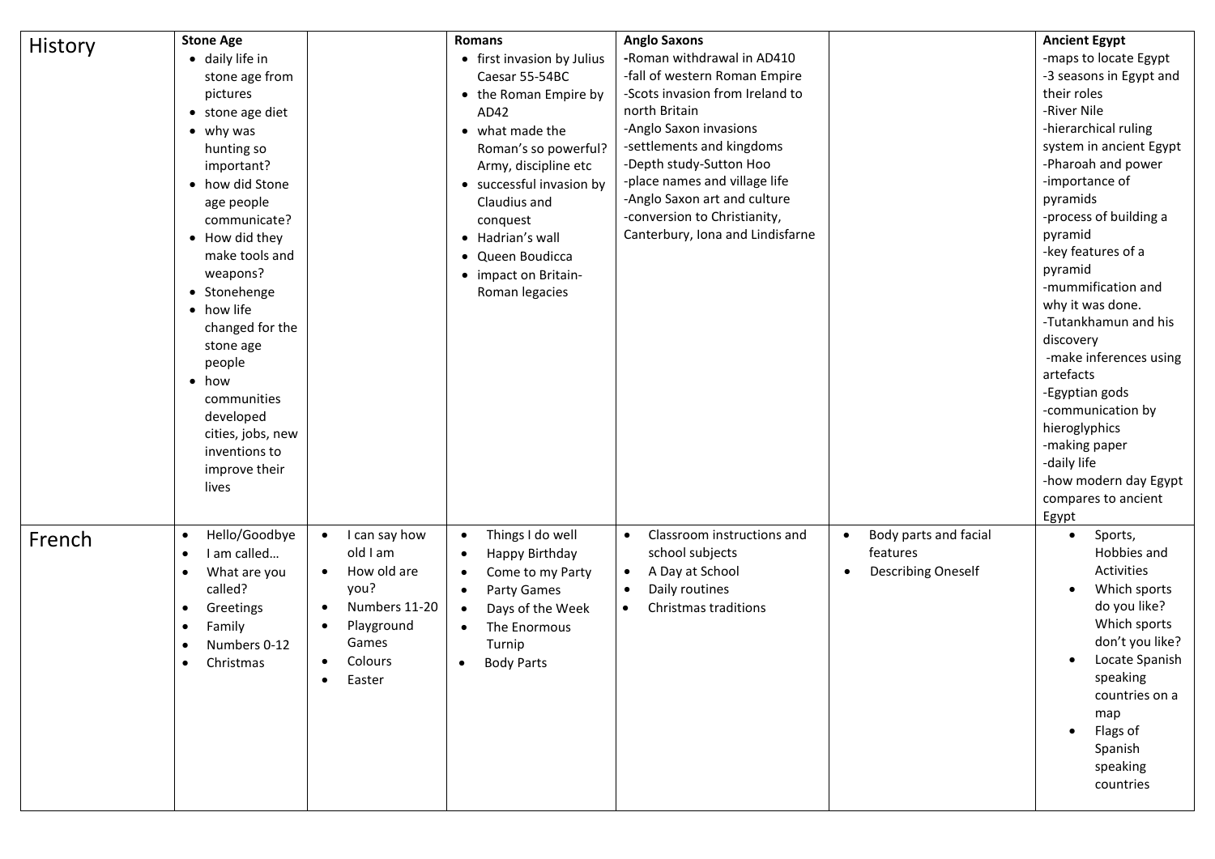| | | | | | | |
|---|---|---|---|---|---|---|
| History | **Stone Age**<br>• daily life in stone age from pictures<br>• stone age diet<br>• why was hunting so important?<br>• how did Stone age people communicate?<br>• How did they make tools and weapons?<br>• Stonehenge<br>• how life changed for the stone age people<br>• how communities developed cities, jobs, new inventions to improve their lives | | **Romans**<br>• first invasion by Julius Caesar 55-54BC<br>• the Roman Empire by AD42<br>• what made the Roman's so powerful? Army, discipline etc<br>• successful invasion by Claudius and conquest<br>• Hadrian's wall<br>• Queen Boudicca<br>• impact on Britain-Roman legacies | **Anglo Saxons**<br>-Roman withdrawal in AD410<br>-fall of western Roman Empire<br>-Scots invasion from Ireland to north Britain<br>-Anglo Saxon invasions<br>-settlements and kingdoms<br>-Depth study-Sutton Hoo<br>-place names and village life<br>-Anglo Saxon art and culture<br>-conversion to Christianity, Canterbury, Iona and Lindisfarne | | **Ancient Egypt**<br>-maps to locate Egypt<br>-3 seasons in Egypt and their roles<br>-River Nile<br>-hierarchical ruling system in ancient Egypt<br>-Pharoah and power<br>-importance of pyramids<br>-process of building a pyramid<br>-key features of a pyramid<br>-mummification and why it was done.<br>-Tutankhamun and his discovery<br>-make inferences using artefacts<br>-Egyptian gods<br>-communication by hieroglyphics<br>-making paper<br>-daily life<br>-how modern day Egypt compares to ancient Egypt |
| French | • Hello/Goodbye<br>• I am called…<br>• What are you called?<br>• Greetings<br>• Family<br>• Numbers 0-12<br>• Christmas | • I can say how old I am<br>• How old are you?<br>• Numbers 11-20<br>• Playground Games<br>• Colours<br>• Easter | • Things I do well<br>• Happy Birthday<br>• Come to my Party<br>• Party Games<br>• Days of the Week<br>• The Enormous Turnip<br>• Body Parts | • Classroom instructions and school subjects<br>• A Day at School<br>• Daily routines<br>• Christmas traditions | • Body parts and facial features<br>• Describing Oneself | • Sports, Hobbies and Activities<br>• Which sports do you like? Which sports don't you like?<br>• Locate Spanish speaking countries on a map<br>• Flags of Spanish speaking countries |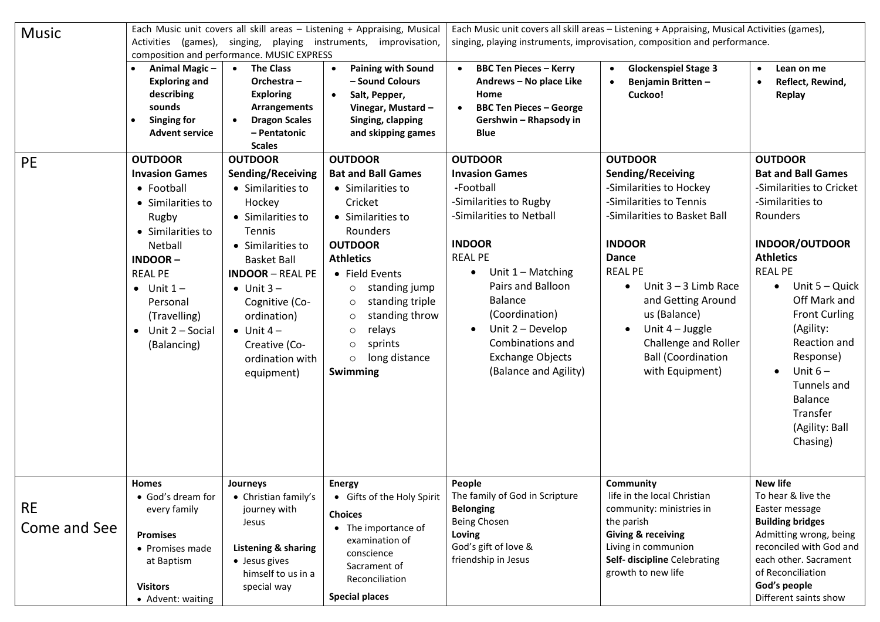| | | | | | | |
|---|---|---|---|---|---|---|
| Music | Each Music unit covers all skill areas – Listening + Appraising, Musical Activities (games), singing, playing instruments, improvisation, composition and performance. MUSIC EXPRESS | | | Each Music unit covers all skill areas – Listening + Appraising, Musical Activities (games), singing, playing instruments, improvisation, composition and performance. | | |
| | • **Animal Magic – Exploring and describing sounds**<br>• **Singing for Advent service** | • **The Class Orchestra – Exploring Arrangements**<br>• **Dragon Scales – Pentatonic Scales** | • **Paining with Sound – Sound Colours**<br>• **Salt, Pepper, Vinegar, Mustard – Singing, clapping and skipping games** | • **BBC Ten Pieces – Kerry Andrews – No place Like Home**<br>• **BBC Ten Pieces – George Gershwin – Rhapsody in Blue** | • **Glockenspiel Stage 3**<br>• **Benjamin Britten – Cuckoo!** | • **Lean on me**<br>• **Reflect, Rewind, Replay** |
| PE | **OUTDOOR**<br>**Invasion Games**<br>• Football<br>• Similarities to Rugby<br>• Similarities to Netball<br>**INDOOR –**<br>REAL PE<br>• Unit 1 – Personal (Travelling)<br>• Unit 2 – Social (Balancing) | **OUTDOOR**<br>**Sending/Receiving**<br>• Similarities to Hockey<br>• Similarities to Tennis<br>• Similarities to Basket Ball<br>**INDOOR** – REAL PE<br>• Unit 3 – Cognitive (Co-ordination)<br>• Unit 4 – Creative (Co-ordination with equipment) | **OUTDOOR**<br>**Bat and Ball Games**<br>• Similarities to Cricket<br>• Similarities to Rounders<br>**OUTDOOR**<br>**Athletics**<br>• Field Events<br>○ standing jump<br>○ standing triple<br>○ standing throw<br>○ relays<br>○ sprints<br>○ long distance<br>**Swimming** | **OUTDOOR**<br>**Invasion Games**<br>**-**Football<br>-Similarities to Rugby<br>-Similarities to Netball<br><br>**INDOOR**<br>REAL PE<br>• Unit 1 – Matching Pairs and Balloon Balance (Coordination)<br>• Unit 2 – Develop Combinations and Exchange Objects (Balance and Agility) | **OUTDOOR**<br>**Sending/Receiving**<br>-Similarities to Hockey<br>-Similarities to Tennis<br>-Similarities to Basket Ball<br><br>**INDOOR**<br>**Dance**<br>REAL PE<br>• Unit 3 – 3 Limb Race and Getting Around us (Balance)<br>• Unit 4 – Juggle Challenge and Roller Ball (Coordination with Equipment) | **OUTDOOR**<br>**Bat and Ball Games**<br>-Similarities to Cricket<br>-Similarities to Rounders<br><br>**INDOOR/OUTDOOR**<br>**Athletics**<br>REAL PE<br>• Unit 5 – Quick Off Mark and Front Curling (Agility: Reaction and Response)<br>• Unit 6 – Tunnels and Balance Transfer (Agility: Ball Chasing) |
| RE<br>Come and See | **Homes**<br>• God's dream for every family<br><br>**Promises**<br>• Promises made at Baptism<br><br>**Visitors**<br>• Advent: waiting | **Journeys**<br>• Christian family's journey with Jesus<br><br>**Listening & sharing**<br>• Jesus gives himself to us in a special way | **Energy**<br>• Gifts of the Holy Spirit<br>**Choices**<br>• The importance of examination of conscience Sacrament of Reconciliation<br>**Special places** | **People**<br>The family of God in Scripture<br>**Belonging**<br>Being Chosen<br>**Loving**<br>God's gift of love & friendship in Jesus | **Community**<br>life in the local Christian community: ministries in the parish<br>**Giving & receiving**<br>Living in communion<br>**Self- discipline** Celebrating growth to new life | **New life**<br>To hear & live the Easter message<br>**Building bridges**<br>Admitting wrong, being reconciled with God and each other. Sacrament of Reconciliation<br>**God's people**<br>Different saints show |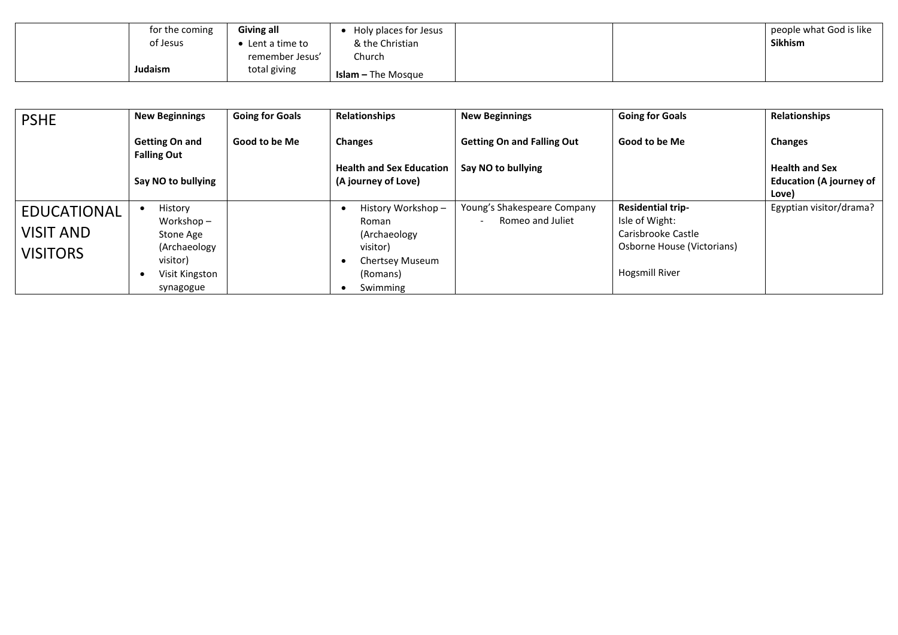| | | | | | | |
|---|---|---|---|---|---|---|
| | for the coming of Jesus<br><br>**Judaism** | **Giving all**<br>• Lent a time to remember Jesus' total giving | • Holy places for Jesus & the Christian Church<br><br>**Islam –** The Mosque | | | people what God is like<br>**Sikhism** |

| | | | | | | |
|---|---|---|---|---|---|---|
| PSHE | **New Beginnings**<br><br>**Getting On and Falling Out**<br><br>**Say NO to bullying** | **Going for Goals**<br><br>**Good to be Me** | **Relationships**<br><br>**Changes**<br><br>**Health and Sex Education (A journey of Love)** | **New Beginnings**<br><br>**Getting On and Falling Out**<br><br>**Say NO to bullying** | **Going for Goals**<br><br>**Good to be Me** | **Relationships**<br><br>**Changes**<br><br>**Health and Sex Education (A journey of Love)** |
| EDUCATIONAL VISIT AND VISITORS | • History Workshop – Stone Age (Archaeology visitor)<br>• Visit Kingston synagogue | | • History Workshop – Roman (Archaeology visitor)<br>• Chertsey Museum (Romans)<br>• Swimming | Young's Shakespeare Company<br>- Romeo and Juliet | **Residential trip-**<br>Isle of Wight:<br>Carisbrooke Castle<br>Osborne House (Victorians)<br><br>Hogsmill River | Egyptian visitor/drama? |